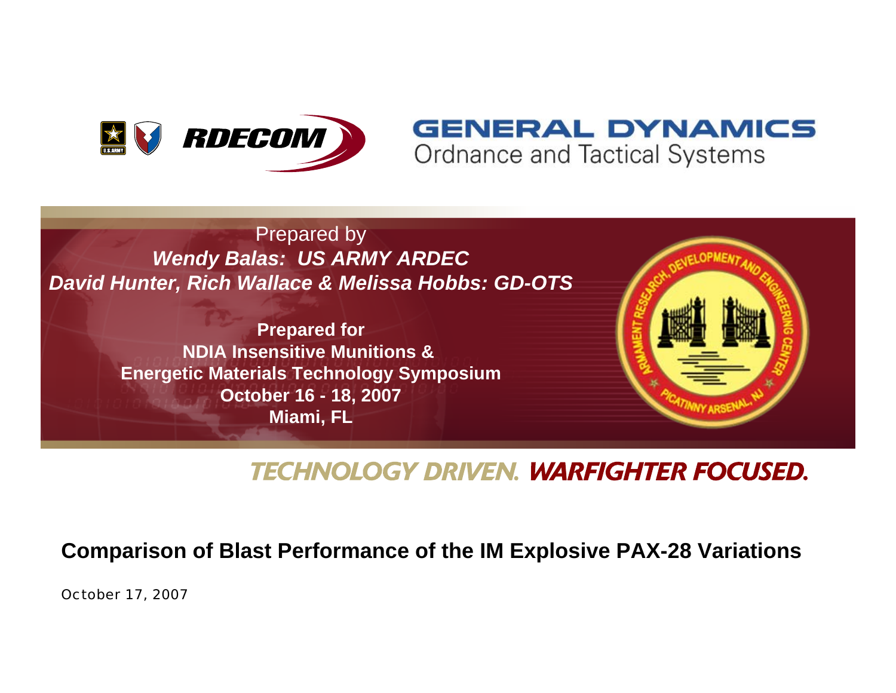RDECOM

GENERAL DYNAMICS
Ordnance and Tactical Systems

Prepared by
***Wendy Balas: US ARMY ARDEC***
***David Hunter, Rich Wallace & Melissa Hobbs: GD-OTS***

**Prepared for**
**NDIA Insensitive Munitions &**
**Energetic Materials Technology Symposium**
**October 16 - 18, 2007**
**Miami, FL**

TECHNOLOGY DRIVEN. WARFIGHTER FOCUSED.

# Comparison of Blast Performance of the IM Explosive PAX-28 Variations

October 17, 2007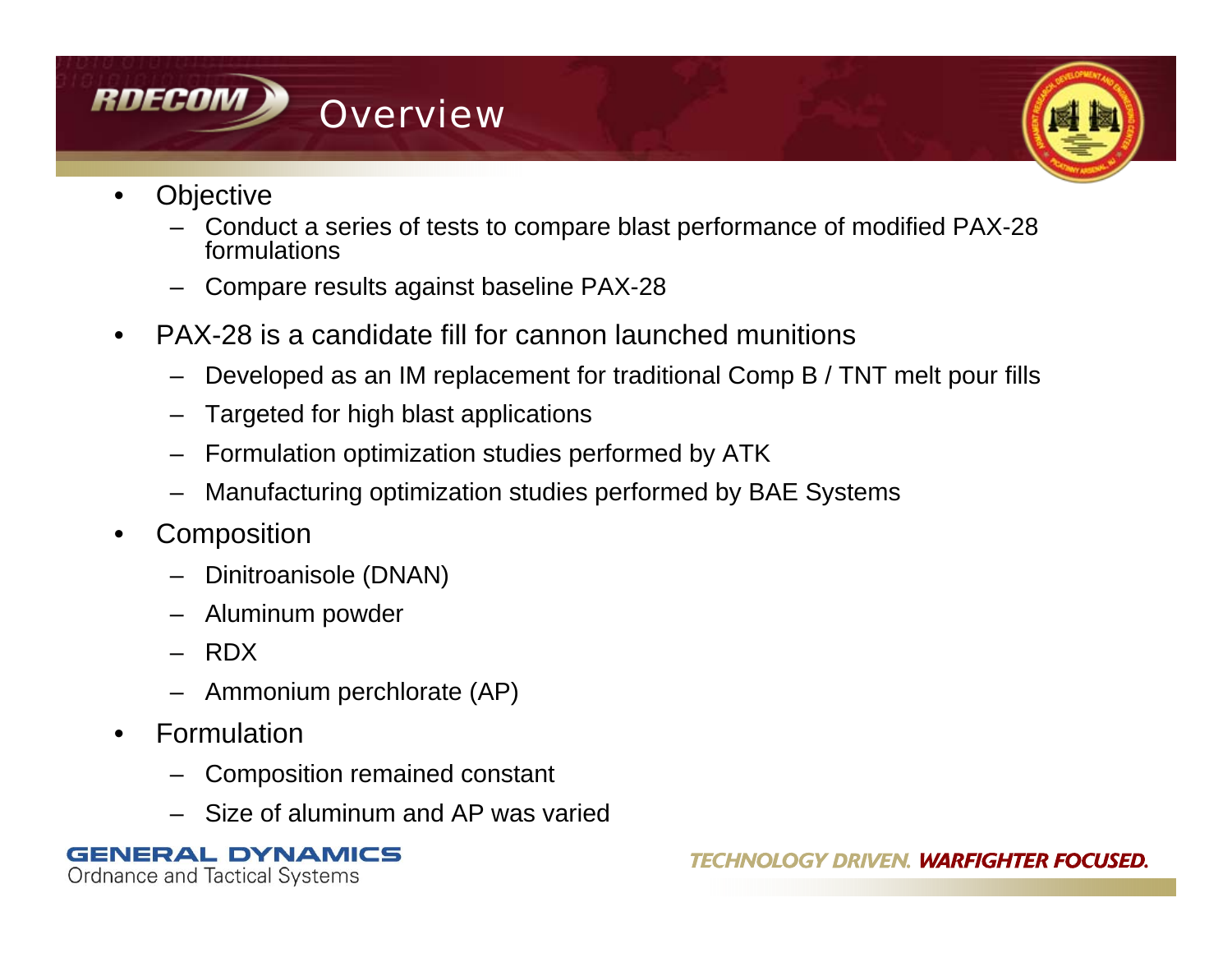# Overview

- Objective
  - Conduct a series of tests to compare blast performance of modified PAX-28 formulations
  - Compare results against baseline PAX-28
- PAX-28 is a candidate fill for cannon launched munitions
  - Developed as an IM replacement for traditional Comp B / TNT melt pour fills
  - Targeted for high blast applications
  - Formulation optimization studies performed by ATK
  - Manufacturing optimization studies performed by BAE Systems
- Composition
  - Dinitroanisole (DNAN)
  - Aluminum powder
  - RDX
  - Ammonium perchlorate (AP)
- Formulation
  - Composition remained constant
  - Size of aluminum and AP was varied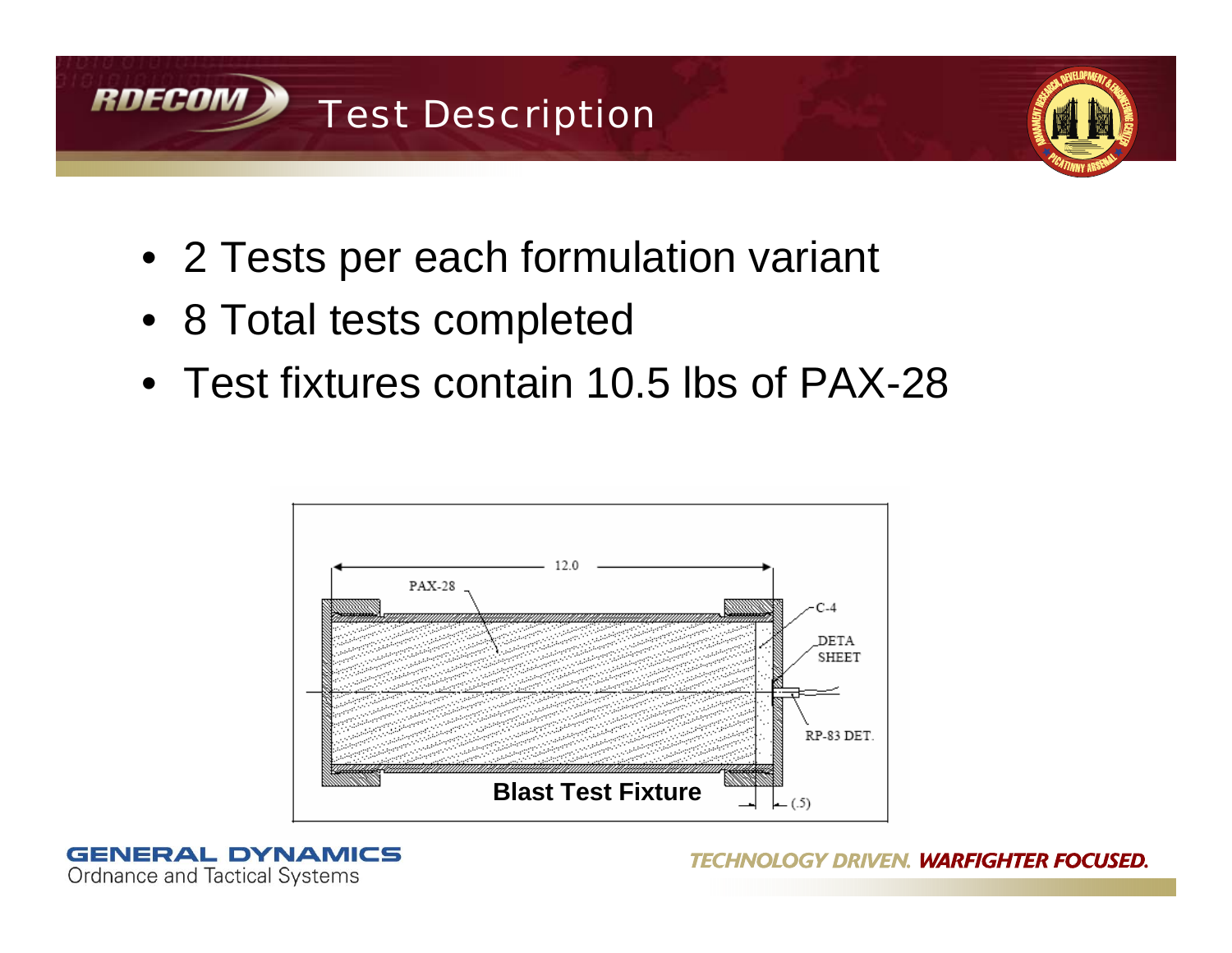# Test Description

- 2 Tests per each formulation variant
- 8 Total tests completed
- Test fixtures contain 10.5 lbs of PAX-28

12.0

PAX-28

C-4

DETA SHEET

RP-83 DET.

(.5)

**Blast Test Fixture**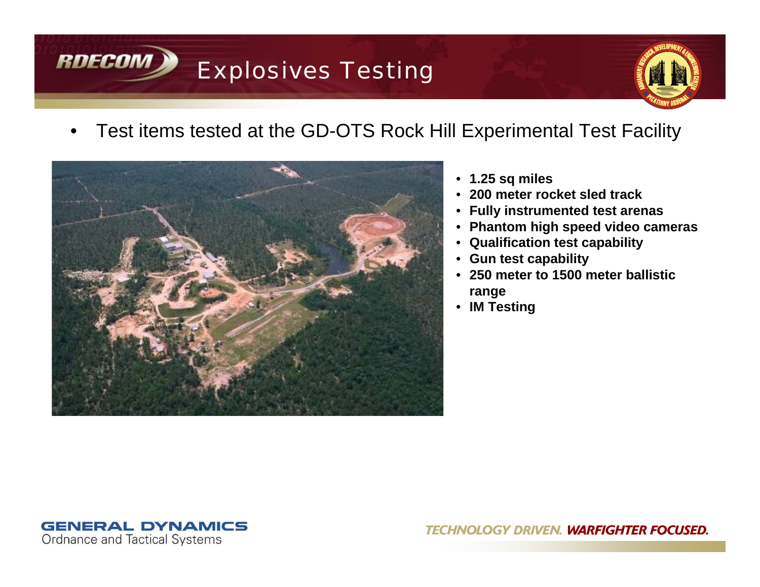# Explosives Testing

- Test items tested at the GD-OTS Rock Hill Experimental Test Facility

- **1.25 sq miles**
- **200 meter rocket sled track**
- **Fully instrumented test arenas**
- **Phantom high speed video cameras**
- **Qualification test capability**
- **Gun test capability**
- **250 meter to 1500 meter ballistic range**
- **IM Testing**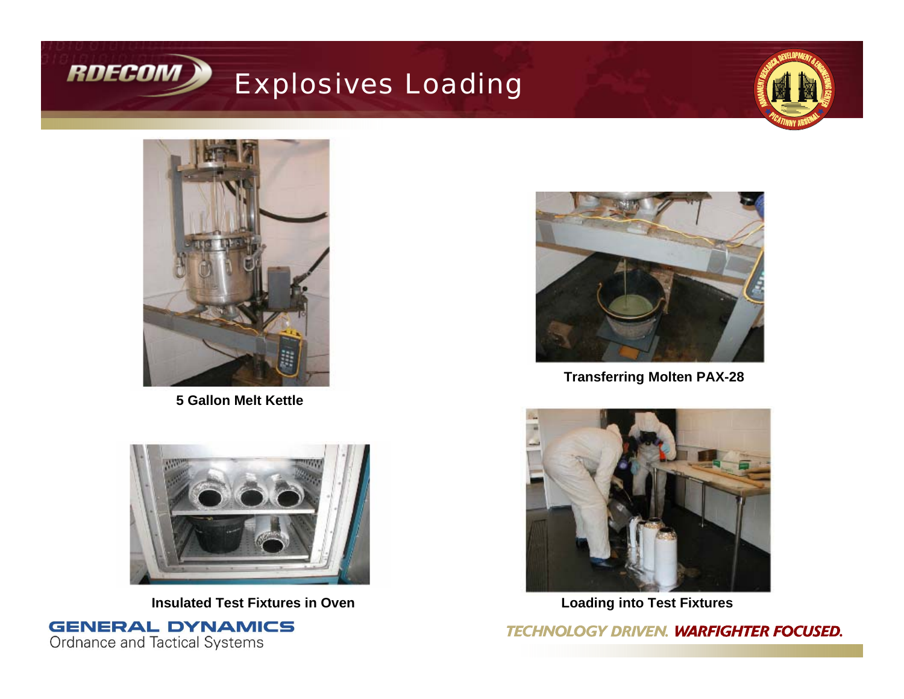# Explosives Loading

5 Gallon Melt Kettle

Transferring Molten PAX-28

Insulated Test Fixtures in Oven

Loading into Test Fixtures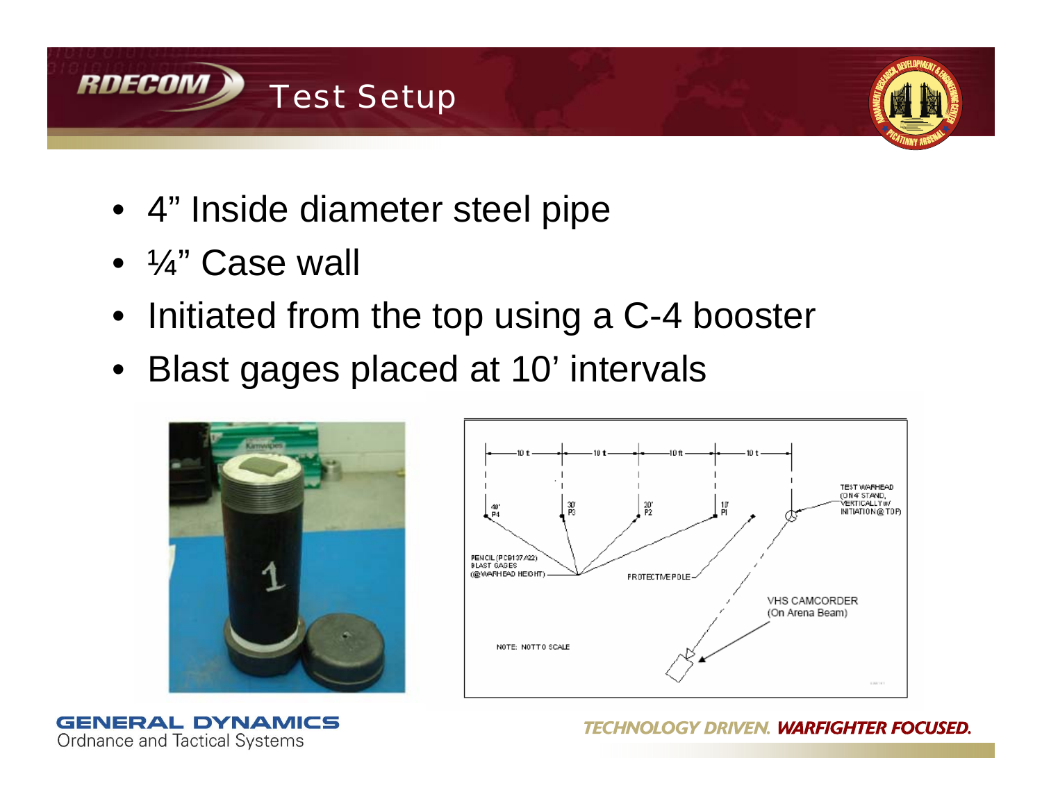# Test Setup

- 4" Inside diameter steel pipe
- ¼" Case wall
- Initiated from the top using a C-4 booster
- Blast gages placed at 10' intervals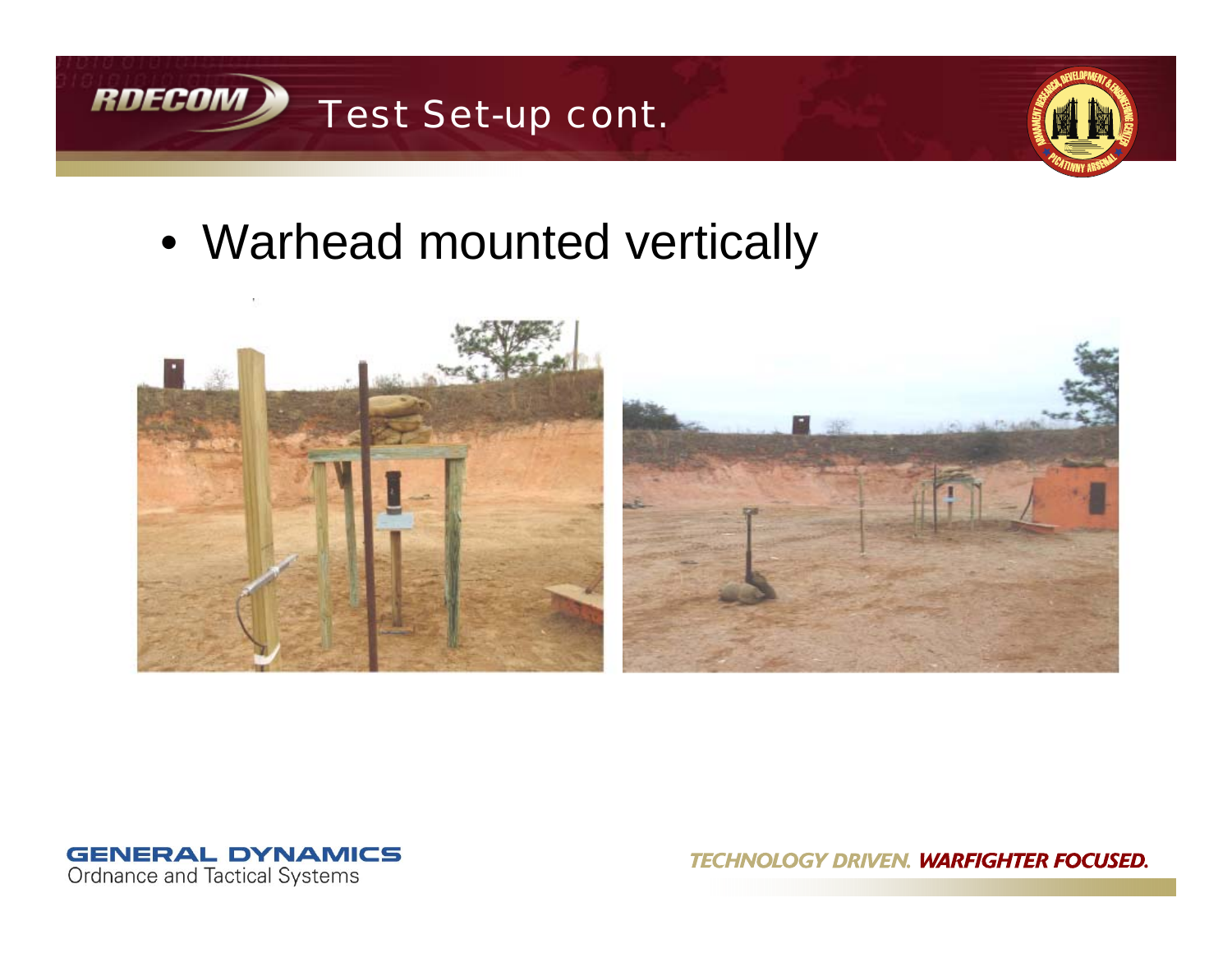# Test Set-up cont.

- Warhead mounted vertically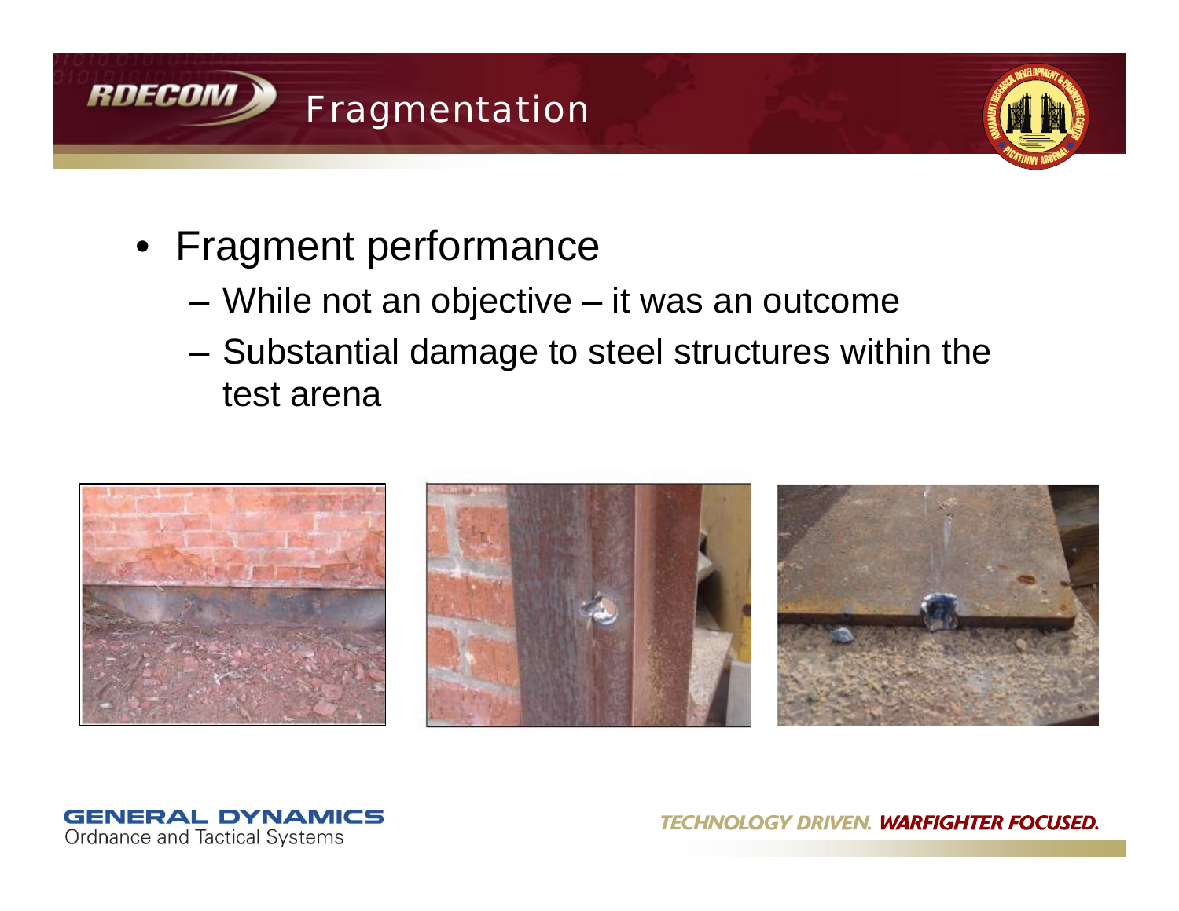# Fragmentation

- Fragment performance
  - While not an objective – it was an outcome
  - Substantial damage to steel structures within the test arena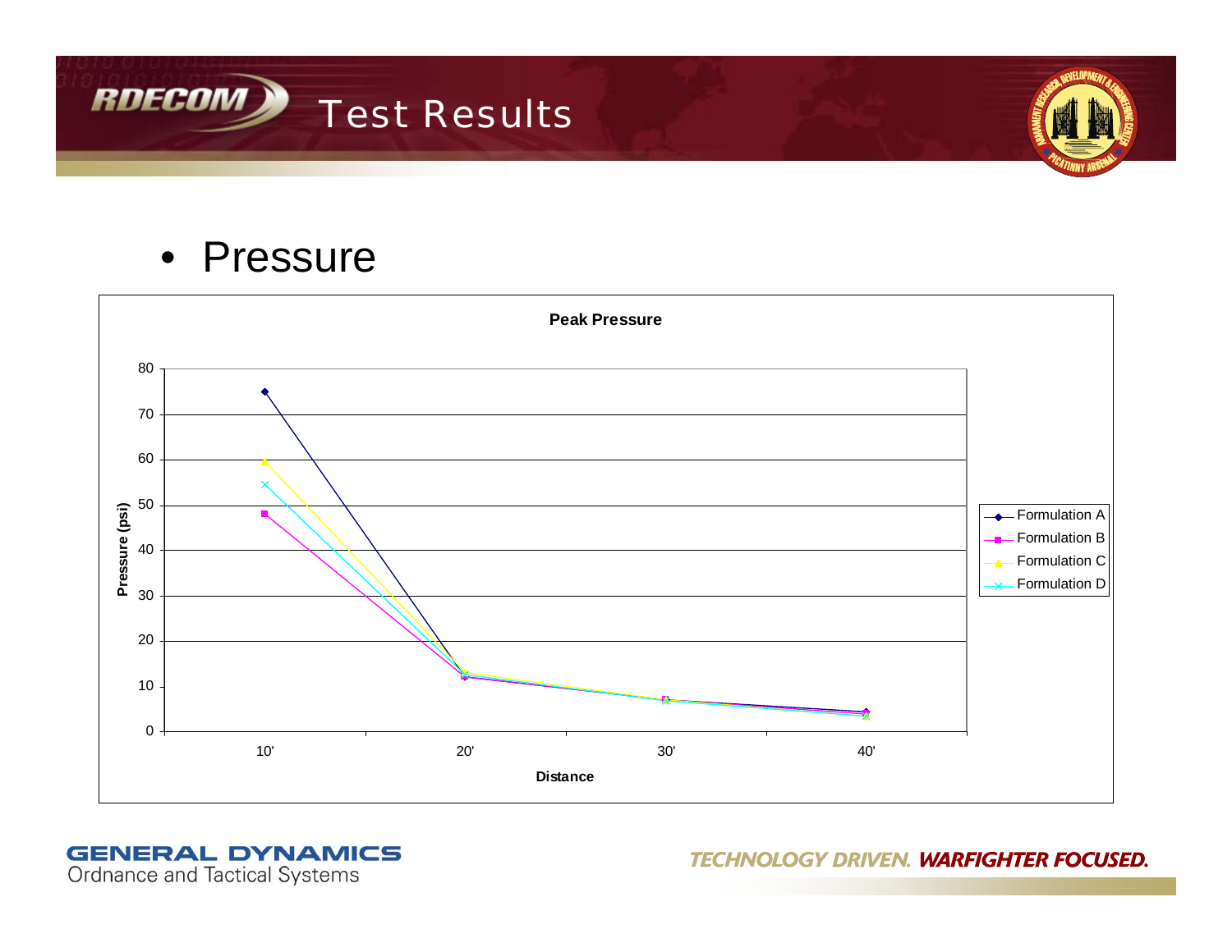# Test Results

- Pressure

**Peak Pressure**

Pressure (psi) vs. Distance

Legend: Formulation A, Formulation B, Formulation C, Formulation D

Y-axis: 0, 10, 20, 30, 40, 50, 60, 70, 80

X-axis: 10', 20', 30', 40'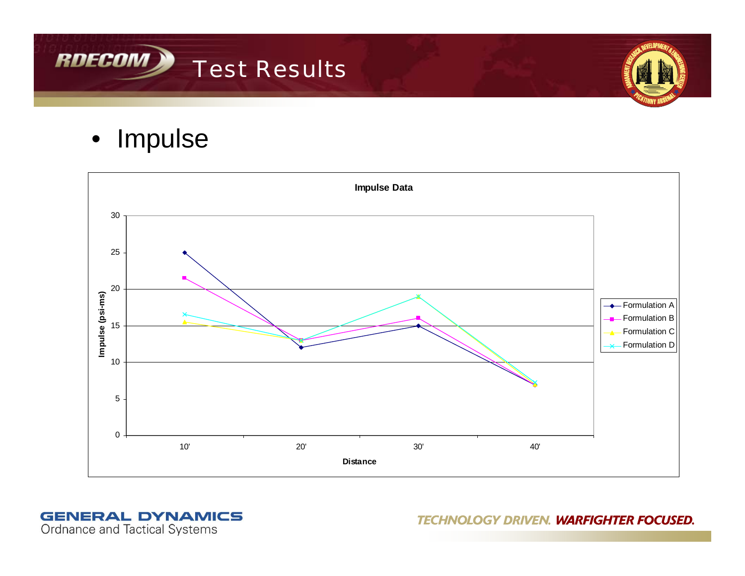# Test Results

- Impulse

**Impulse Data**

| Distance | Formulation A | Formulation B | Formulation C | Formulation D |
|---|---|---|---|---|
| 10' | 25 | 21.5 | 15.5 | 16.5 |
| 20' | 12 | 13 | 13 | 13 |
| 30' | 15 | 16 | 19 | 19 |
| 40' | 7 | 7 | 7 | 7.2 |

Impulse (psi-ms) vs. Distance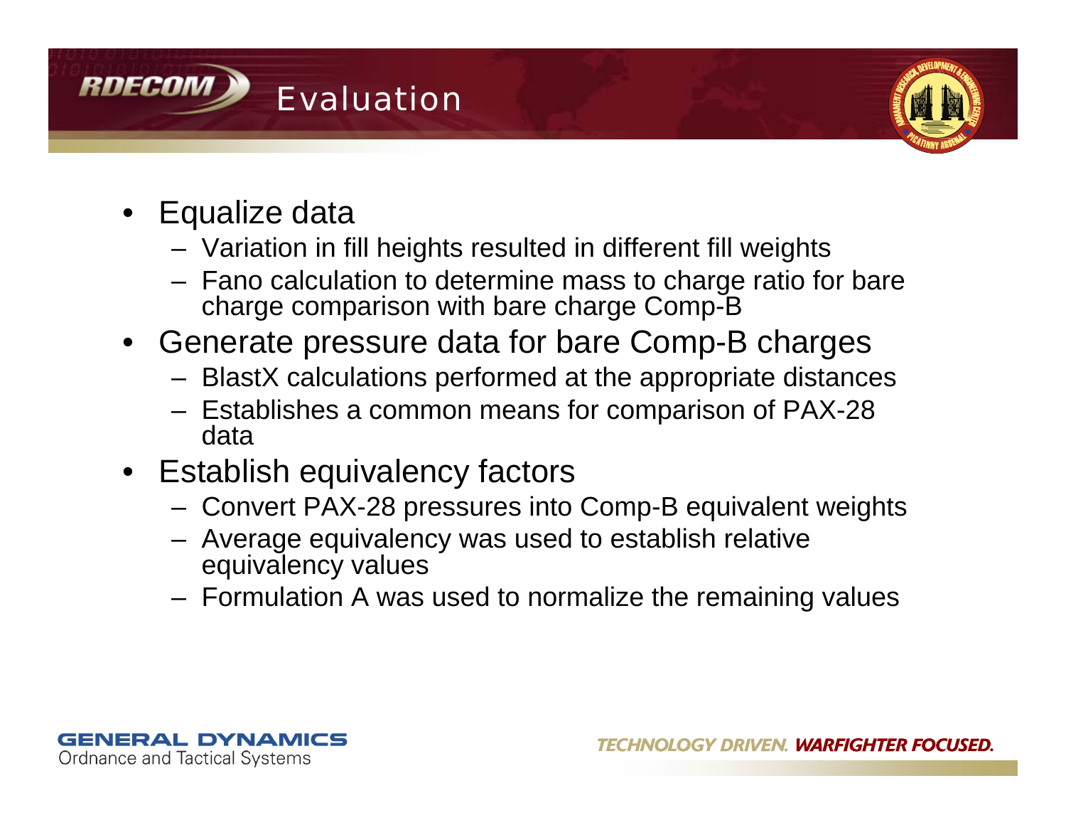# Evaluation

- Equalize data
  - Variation in fill heights resulted in different fill weights
  - Fano calculation to determine mass to charge ratio for bare charge comparison with bare charge Comp-B
- Generate pressure data for bare Comp-B charges
  - BlastX calculations performed at the appropriate distances
  - Establishes a common means for comparison of PAX-28 data
- Establish equivalency factors
  - Convert PAX-28 pressures into Comp-B equivalent weights
  - Average equivalency was used to establish relative equivalency values
  - Formulation A was used to normalize the remaining values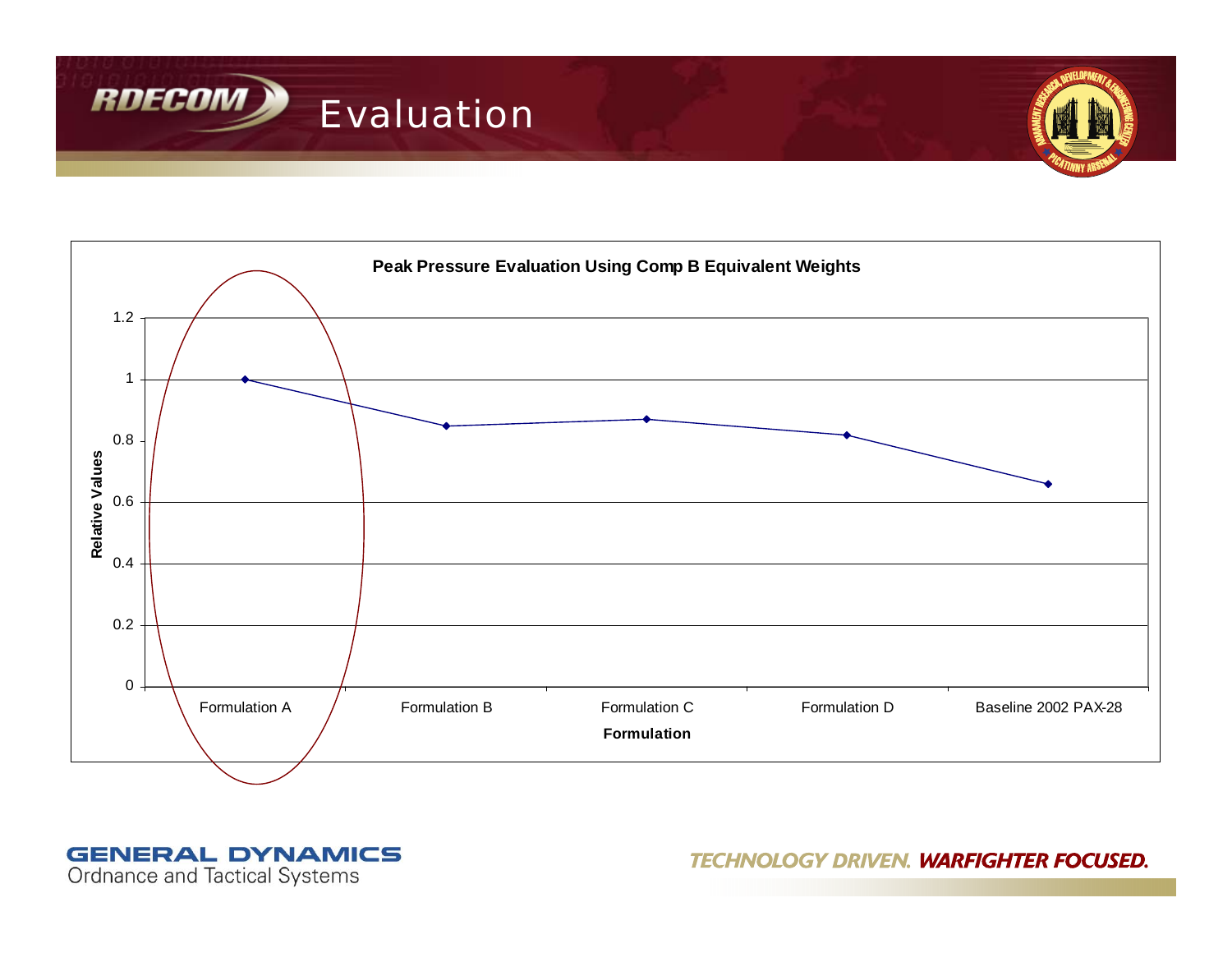# Evaluation

**Peak Pressure Evaluation Using Comp B Equivalent Weights**

| Formulation | Relative Values |
|---|---|
| Formulation A | 1 |
| Formulation B | 0.85 |
| Formulation C | 0.87 |
| Formulation D | 0.82 |
| Baseline 2002 PAX-28 | 0.66 |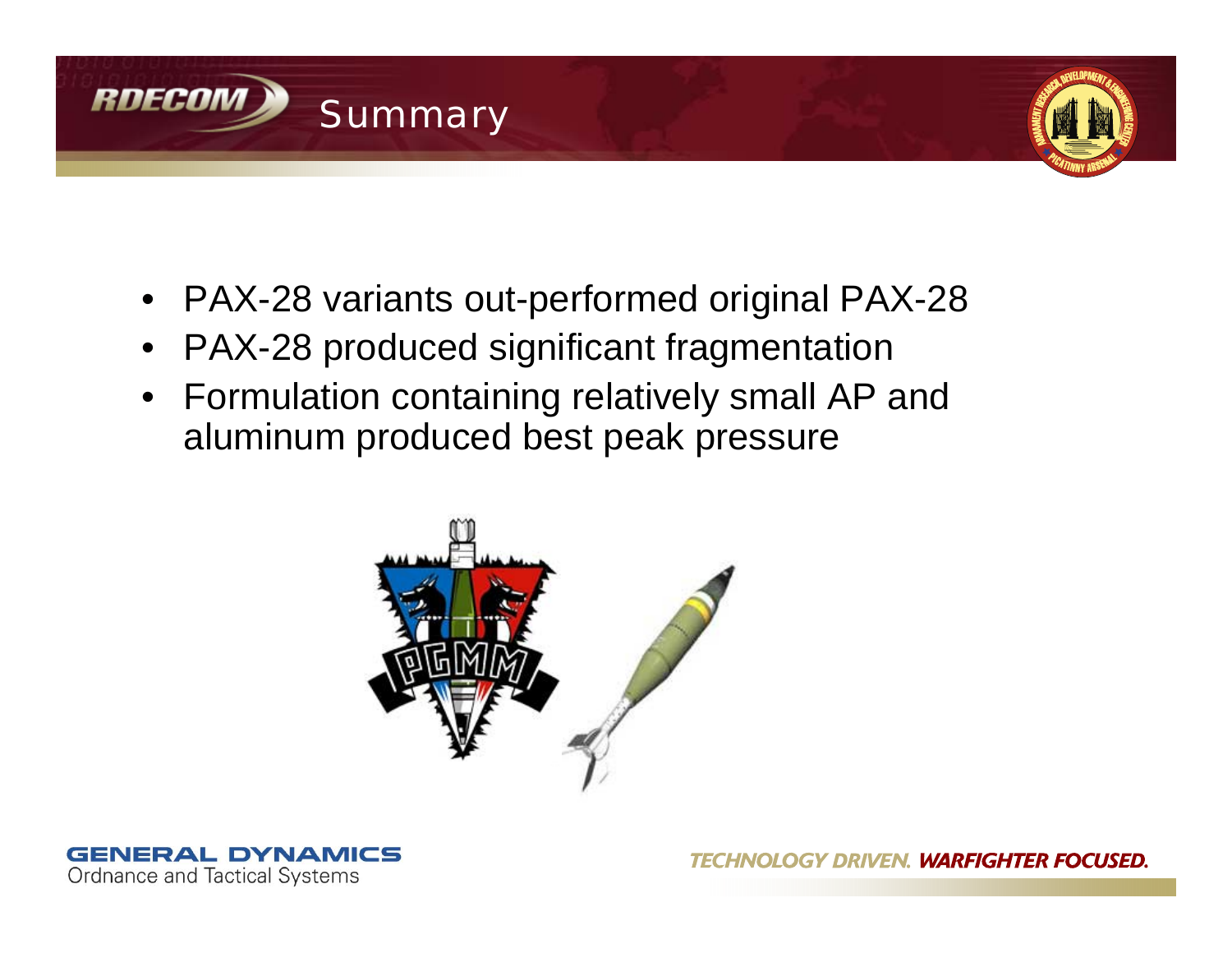# Summary

- PAX-28 variants out-performed original PAX-28
- PAX-28 produced significant fragmentation
- Formulation containing relatively small AP and aluminum produced best peak pressure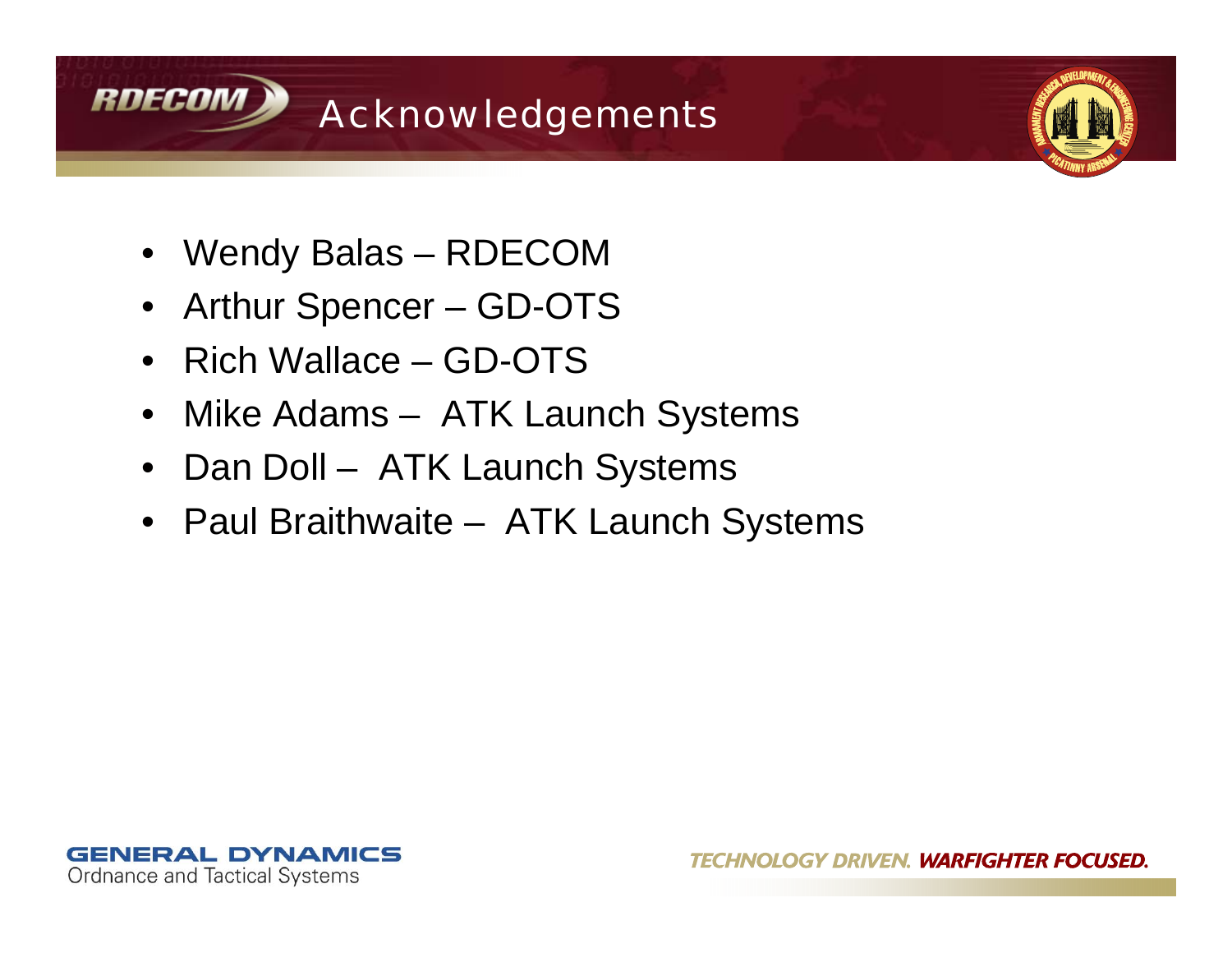# Acknowledgements

- Wendy Balas – RDECOM
- Arthur Spencer – GD-OTS
- Rich Wallace – GD-OTS
- Mike Adams – ATK Launch Systems
- Dan Doll – ATK Launch Systems
- Paul Braithwaite – ATK Launch Systems